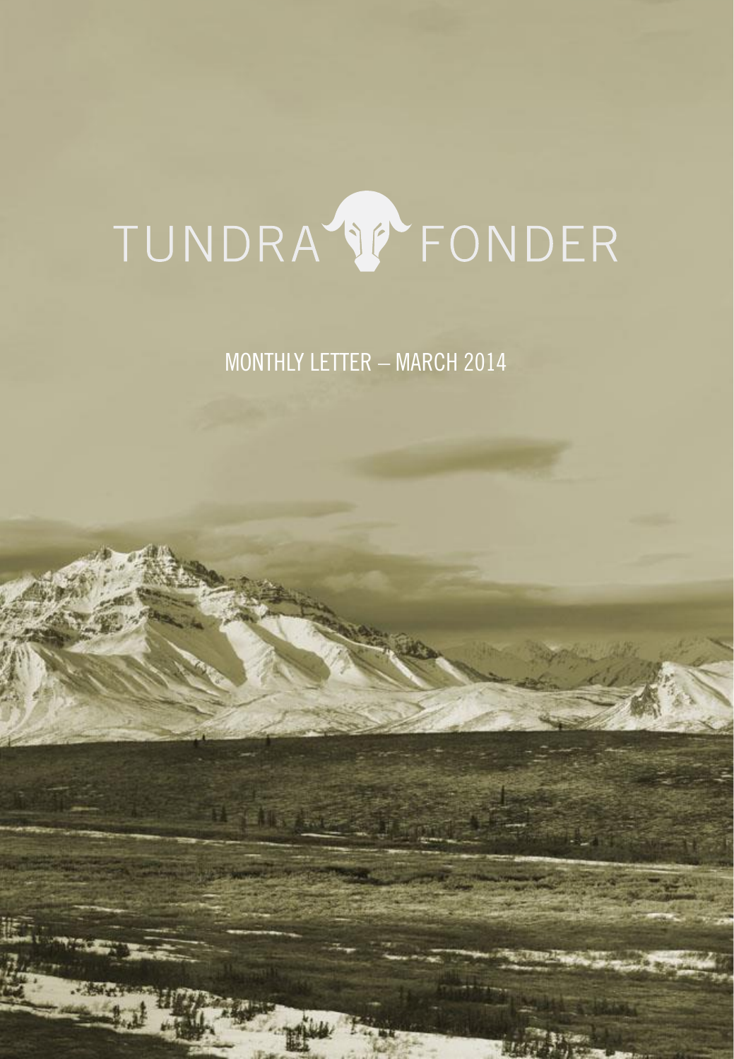# TUNDRA FONDER

## MONTHLY LETTER – MARCH 2014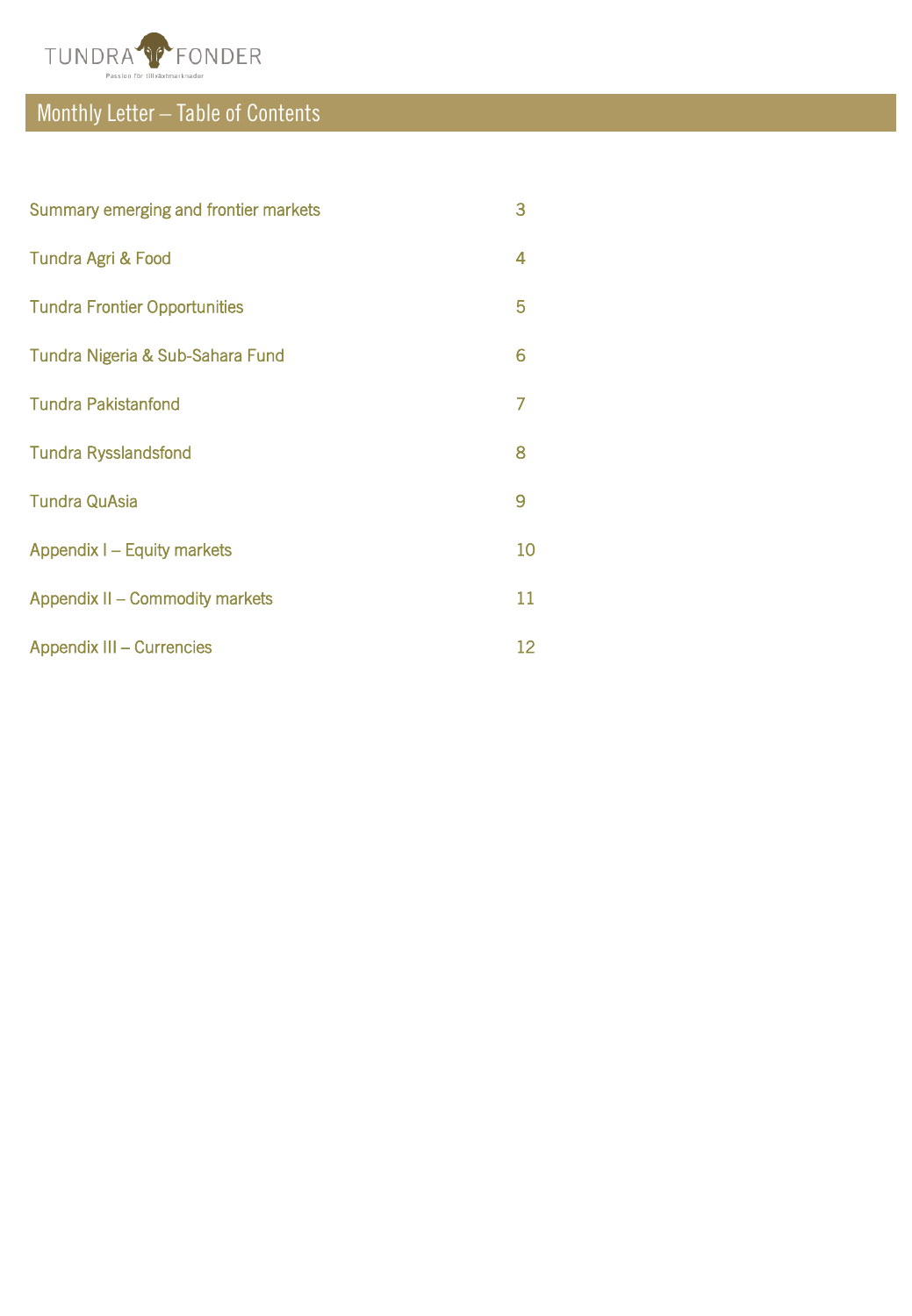# Monthly Letter – Table of Contents

| | |
|---|---|
| Summary emerging and frontier markets | 3 |
| Tundra Agri & Food | 4 |
| Tundra Frontier Opportunities | 5 |
| Tundra Nigeria & Sub-Sahara Fund | 6 |
| Tundra Pakistanfond | 7 |
| Tundra Rysslandsfond | 8 |
| Tundra QuAsia | 9 |
| Appendix I – Equity markets | 10 |
| Appendix II – Commodity markets | 11 |
| Appendix III – Currencies | 12 |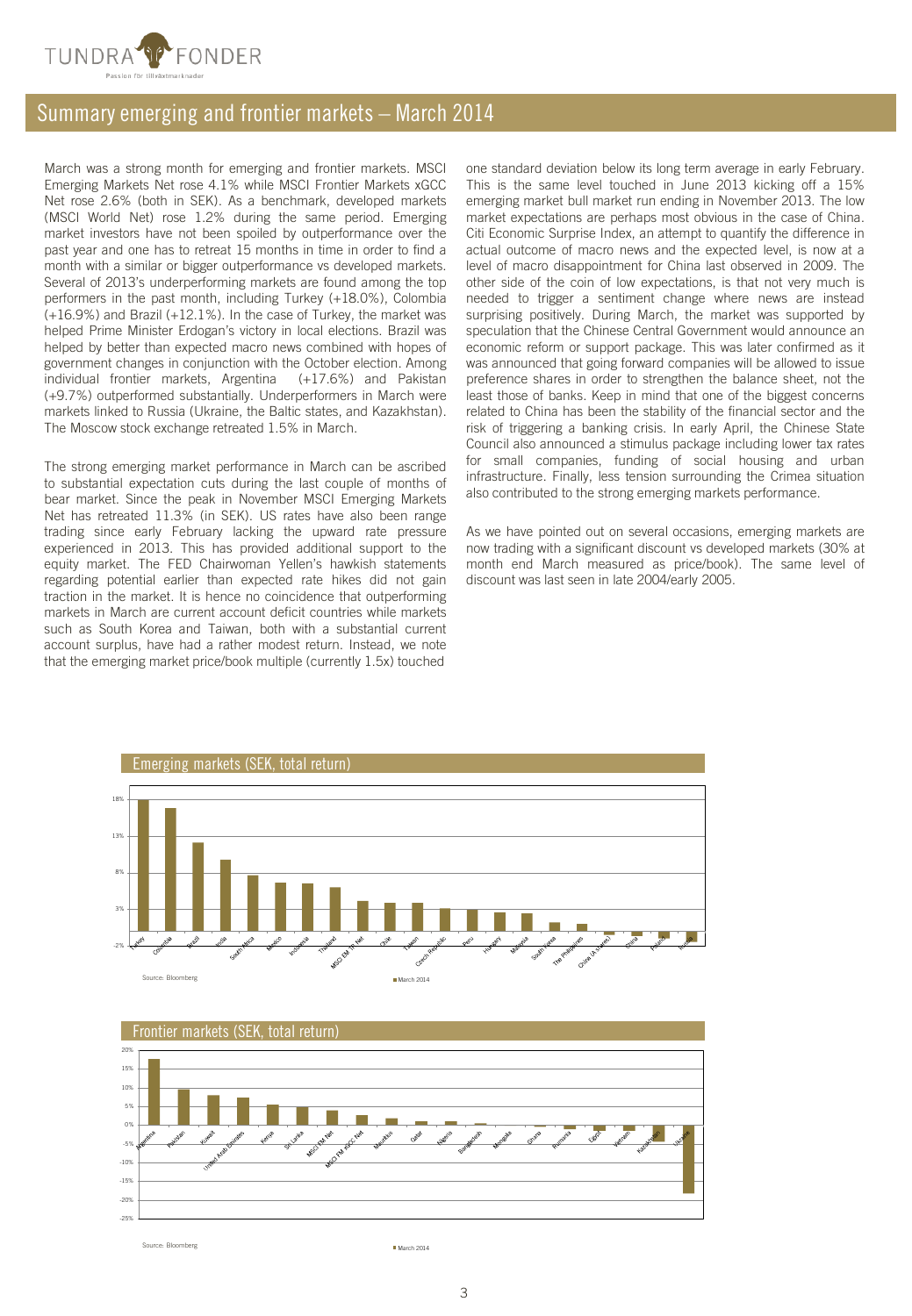# Summary emerging and frontier markets – March 2014

March was a strong month for emerging and frontier markets. MSCI Emerging Markets Net rose 4.1% while MSCI Frontier Markets xGCC Net rose 2.6% (both in SEK). As a benchmark, developed markets (MSCI World Net) rose 1.2% during the same period. Emerging market investors have not been spoiled by outperformance over the past year and one has to retreat 15 months in time in order to find a month with a similar or bigger outperformance vs developed markets. Several of 2013's underperforming markets are found among the top performers in the past month, including Turkey (+18.0%), Colombia (+16.9%) and Brazil (+12.1%). In the case of Turkey, the market was helped Prime Minister Erdogan's victory in local elections. Brazil was helped by better than expected macro news combined with hopes of government changes in conjunction with the October election. Among individual frontier markets, Argentina (+17.6%) and Pakistan (+9.7%) outperformed substantially. Underperformers in March were markets linked to Russia (Ukraine, the Baltic states, and Kazakhstan). The Moscow stock exchange retreated 1.5% in March.

The strong emerging market performance in March can be ascribed to substantial expectation cuts during the last couple of months of bear market. Since the peak in November MSCI Emerging Markets Net has retreated 11.3% (in SEK). US rates have also been range trading since early February lacking the upward rate pressure experienced in 2013. This has provided additional support to the equity market. The FED Chairwoman Yellen's hawkish statements regarding potential earlier than expected rate hikes did not gain traction in the market. It is hence no coincidence that outperforming markets in March are current account deficit countries while markets such as South Korea and Taiwan, both with a substantial current account surplus, have had a rather modest return. Instead, we note that the emerging market price/book multiple (currently 1.5x) touched one standard deviation below its long term average in early February. This is the same level touched in June 2013 kicking off a 15% emerging market bull market run ending in November 2013. The low market expectations are perhaps most obvious in the case of China. Citi Economic Surprise Index, an attempt to quantify the difference in actual outcome of macro news and the expected level, is now at a level of macro disappointment for China last observed in 2009. The other side of the coin of low expectations, is that not very much is needed to trigger a sentiment change where news are instead surprising positively. During March, the market was supported by speculation that the Chinese Central Government would announce an economic reform or support package. This was later confirmed as it was announced that going forward companies will be allowed to issue preference shares in order to strengthen the balance sheet, not the least those of banks. Keep in mind that one of the biggest concerns related to China has been the stability of the financial sector and the risk of triggering a banking crisis. In early April, the Chinese State Council also announced a stimulus package including lower tax rates for small companies, funding of social housing and urban infrastructure. Finally, less tension surrounding the Crimea situation also contributed to the strong emerging markets performance.

As we have pointed out on several occasions, emerging markets are now trading with a significant discount vs developed markets (30% at month end March measured as price/book). The same level of discount was last seen in late 2004/early 2005.

## Emerging markets (SEK, total return)

Countries (March 2014): Turkey, Colombia, Brazil, India, South Africa, Mexico, Indonesia, Thailand, MSCI EM TR Net, Chile, Taiwan, Czech Republic, Peru, Hungary, Malaysia, South Korea, The Philippines, China (A shares), China, Poland, Russia

Source: Bloomberg

## Frontier markets (SEK, total return)

Countries (March 2014): Argentina, Pakistan, Kuwait, United Arab Emirates, Kenya, Sri Lanka, MSCI FM Net, MSCI FM xGCC Net, Mauritius, Qatar, Nigeria, Bangladesh, Mongolia, Ghana, Romania, Egypt, Vietnam, Kazakhstan, Ukraine

Source: Bloomberg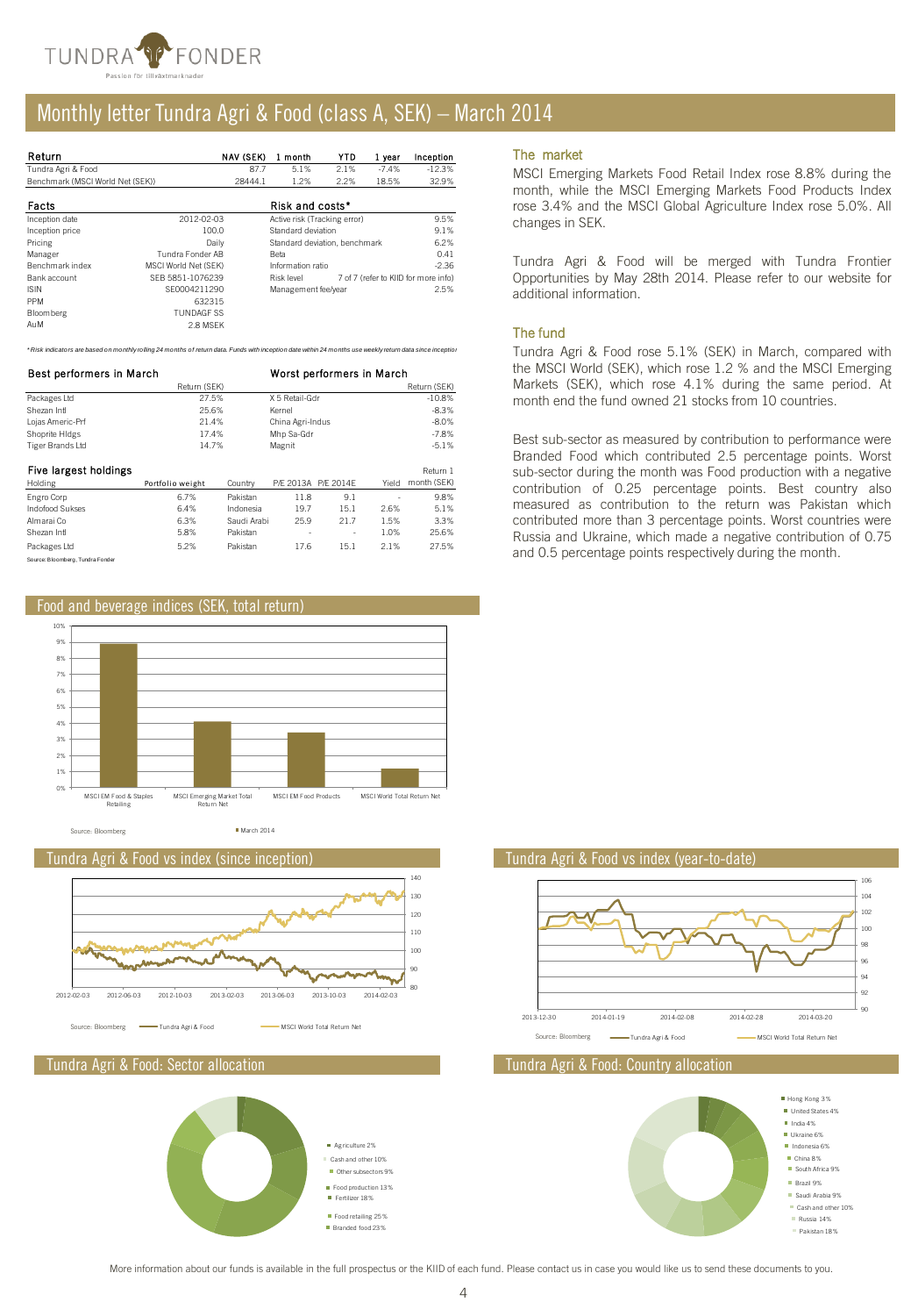# Monthly letter Tundra Agri & Food (class A, SEK) – March 2014

| Return | NAV (SEK) | 1 month | YTD | 1 year | Inception |
|---|---|---|---|---|---|
| Tundra Agri & Food | 87.7 | 5.1% | 2.1% | -7.4% | -12.3% |
| Benchmark (MSCI World Net (SEK)) | 28444.1 | 1.2% | 2.2% | 18.5% | 32.9% |

| Facts | |
|---|---|
| Inception date | 2012-02-03 |
| Inception price | 100.0 |
| Pricing | Daily |
| Manager | Tundra Fonder AB |
| Benchmark index | MSCI World Net (SEK) |
| Bank account | SEB 5851-1076239 |
| ISIN | SE0004211290 |
| PPM | 632315 |
| Bloomberg | TUNDAGF SS |
| AuM | 2.8 MSEK |

| Risk and costs* | |
|---|---|
| Active risk (Tracking error) | 9.5% |
| Standard deviation | 9.1% |
| Standard deviation, benchmark | 6.2% |
| Beta | 0.41 |
| Information ratio | -2.36 |
| Risk level | 7 of 7 (refer to KIID for more info) |
| Management fee/year | 2.5% |

*Risk indicators are based on monthly rolling 24 months of return data. Funds with inception date within 24 months use weekly return data since inception*

| Best performers in March | Return (SEK) |
|---|---|
| Packages Ltd | 27.5% |
| Shezan Intl | 25.6% |
| Lojas Americ-Prf | 21.4% |
| Shoprite Hldgs | 17.4% |
| Tiger Brands Ltd | 14.7% |

| Worst performers in March | Return (SEK) |
|---|---|
| X 5 Retail-Gdr | -10.8% |
| Kernel | -8.3% |
| China Agri-Indus | -8.0% |
| Mhp Sa-Gdr | -7.8% |
| Magnit | -5.1% |

| Five largest holdings | | | | | | Return 1 |
|---|---|---|---|---|---|---|
| Holding | Portfolio weight | Country | P/E 2013A | P/E 2014E | Yield | month (SEK) |
| Engro Corp | 6.7% | Pakistan | 11.8 | 9.1 | - | 9.8% |
| Indofood Sukses | 6.4% | Indonesia | 19.7 | 15.1 | 2.6% | 5.1% |
| Almarai Co | 6.3% | Saudi Arabi | 25.9 | 21.7 | 1.5% | 3.3% |
| Shezan Intl | 5.8% | Pakistan | - | - | 1.0% | 25.6% |
| Packages Ltd | 5.2% | Pakistan | 17.6 | 15.1 | 2.1% | 27.5% |

Source: Bloomberg, Tundra Fonder

## The market

MSCI Emerging Markets Food Retail Index rose 8.8% during the month, while the MSCI Emerging Markets Food Products Index rose 3.4% and the MSCI Global Agriculture Index rose 5.0%. All changes in SEK.

Tundra Agri & Food will be merged with Tundra Frontier Opportunities by May 28th 2014. Please refer to our website for additional information.

## The fund

Tundra Agri & Food rose 5.1% (SEK) in March, compared with the MSCI World (SEK), which rose 1.2 % and the MSCI Emerging Markets (SEK), which rose 4.1% during the same period. At month end the fund owned 21 stocks from 10 countries.

Best sub-sector as measured by contribution to performance were Branded Food which contributed 2.5 percentage points. Worst sub-sector during the month was Food production with a negative contribution of 0.25 percentage points. Best country also measured as contribution to the return was Pakistan which contributed more than 3 percentage points. Worst countries were Russia and Ukraine, which made a negative contribution of 0.75 and 0.5 percentage points respectively during the month.

## Food and beverage indices (SEK, total return)

Source: Bloomberg — March 2014

## Tundra Agri & Food vs index (since inception)

Source: Bloomberg — Tundra Agri & Food — MSCI World Total Return Net

## Tundra Agri & Food vs index (year-to-date)

Source: Bloomberg — Tundra Agri & Food — MSCI World Total Return Net

## Tundra Agri & Food: Sector allocation

- Agriculture 2%
- Cash and other 10%
- Other subsectors 9%
- Food production 13%
- Fertilizer 18%
- Food retailing 25%
- Branded food 23%

## Tundra Agri & Food: Country allocation

- Hong Kong 3%
- United States 4%
- India 4%
- Ukraine 6%
- Indonesia 6%
- China 8%
- South Africa 9%
- Brazil 9%
- Saudi Arabia 9%
- Cash and other 10%
- Russia 14%
- Pakistan 18%

More information about our funds is available in the full prospectus or the KIID of each fund. Please contact us in case you would like us to send these documents to you.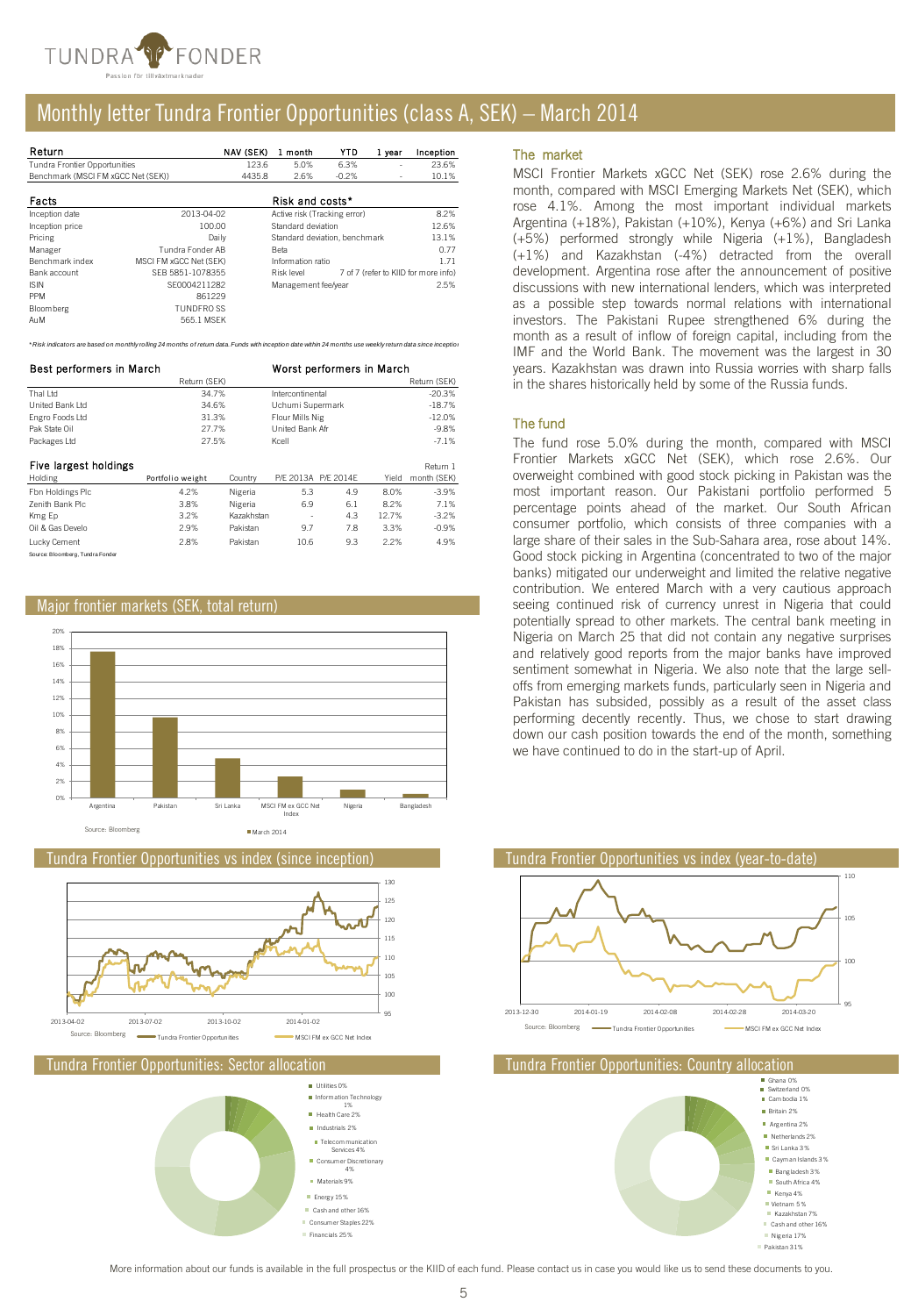# Monthly letter Tundra Frontier Opportunities (class A, SEK) – March 2014

| Return | NAV (SEK) | 1 month | YTD | 1 year | Inception |
|---|---|---|---|---|---|
| Tundra Frontier Opportunities | 123.6 | 5.0% | 6.3% | - | 23.6% |
| Benchmark (MSCI FM xGCC Net (SEK)) | 4435.8 | 2.6% | -0.2% | - | 10.1% |

| Facts | |
|---|---|
| Inception date | 2013-04-02 |
| Inception price | 100.00 |
| Pricing | Daily |
| Manager | Tundra Fonder AB |
| Benchmark index | MSCI FM xGCC Net (SEK) |
| Bank account | SEB 5851-1078355 |
| ISIN | SE0004211282 |
| PPM | 861229 |
| Bloomberg | TUNDFRO SS |
| AuM | 565.1 MSEK |

| Risk and costs* | |
|---|---|
| Active risk (Tracking error) | 8.2% |
| Standard deviation | 12.6% |
| Standard deviation, benchmark | 13.1% |
| Beta | 0.77 |
| Information ratio | 1.71 |
| Risk level | 7 of 7 (refer to KIID for more info) |
| Management fee/year | 2.5% |

*Risk indicators are based on monthly rolling 24 months of return data. Funds with inception date within 24 months use weekly return data since inceptio

| Best performers in March | Return (SEK) |
|---|---|
| Thal Ltd | 34.7% |
| United Bank Ltd | 34.6% |
| Engro Foods Ltd | 31.3% |
| Pak State Oil | 27.7% |
| Packages Ltd | 27.5% |

| Worst performers in March | Return (SEK) |
|---|---|
| Intercontinental | -20.3% |
| Uchumi Supermark | -18.7% |
| Flour Mills Nig | -12.0% |
| United Bank Afr | -9.8% |
| Kcell | -7.1% |

Five largest holdings

| Holding | Portfolio weight | Country | P/E 2013A | P/E 2014E | Yield | Return 1 month (SEK) |
|---|---|---|---|---|---|---|
| Fbn Holdings Plc | 4.2% | Nigeria | 5.3 | 4.9 | 8.0% | -3.9% |
| Zenith Bank Plc | 3.8% | Nigeria | 6.9 | 6.1 | 8.2% | 7.1% |
| Kmg Ep | 3.2% | Kazakhstan | - | 4.3 | 12.7% | -3.2% |
| Oil & Gas Develo | 2.9% | Pakistan | 9.7 | 7.8 | 3.3% | -0.9% |
| Lucky Cement | 2.8% | Pakistan | 10.6 | 9.3 | 2.2% | 4.9% |

Source: Bloomberg, Tundra Fonder

## The market

MSCI Frontier Markets xGCC Net (SEK) rose 2.6% during the month, compared with MSCI Emerging Markets Net (SEK), which rose 4.1%. Among the most important individual markets Argentina (+18%), Pakistan (+10%), Kenya (+6%) and Sri Lanka (+5%) performed strongly while Nigeria (+1%), Bangladesh (+1%) and Kazakhstan (-4%) detracted from the overall development. Argentina rose after the announcement of positive discussions with new international lenders, which was interpreted as a possible step towards normal relations with international investors. The Pakistani Rupee strengthened 6% during the month as a result of inflow of foreign capital, including from the IMF and the World Bank. The movement was the largest in 30 years. Kazakhstan was drawn into Russia worries with sharp falls in the shares historically held by some of the Russia funds.

## The fund

The fund rose 5.0% during the month, compared with MSCI Frontier Markets xGCC Net (SEK), which rose 2.6%. Our overweight combined with good stock picking in Pakistan was the most important reason. Our Pakistani portfolio performed 5 percentage points ahead of the market. Our South African consumer portfolio, which consists of three companies with a large share of their sales in the Sub-Sahara area, rose about 14%. Good stock picking in Argentina (concentrated to two of the major banks) mitigated our underweight and limited the relative negative contribution. We entered March with a very cautious approach seeing continued risk of currency unrest in Nigeria that could potentially spread to other markets. The central bank meeting in Nigeria on March 25 that did not contain any negative surprises and relatively good reports from the major banks have improved sentiment somewhat in Nigeria. We also note that the large sell-offs from emerging markets funds, particularly seen in Nigeria and Pakistan has subsided, possibly as a result of the asset class performing decently recently. Thus, we chose to start drawing down our cash position towards the end of the month, something we have continued to do in the start-up of April.

## Major frontier markets (SEK, total return)

| Market | March 2014 |
|---|---|
| Argentina | ~18% |
| Pakistan | ~10% |
| Sri Lanka | ~5% |
| MSCI FM ex GCC Net Index | ~2.6% |
| Nigeria | ~1% |
| Bangladesh | ~1% |

Source: Bloomberg

## Tundra Frontier Opportunities vs index (since inception)

Source: Bloomberg — Tundra Frontier Opportunities, MSCI FM ex GCC Net Index

## Tundra Frontier Opportunities vs index (year-to-date)

Source: Bloomberg — Tundra Frontier Opportunities, MSCI FM ex GCC Net Index

## Tundra Frontier Opportunities: Sector allocation

- Utilities 0%
- Information Technology 1%
- Health Care 2%
- Industrials 2%
- Telecommunication Services 4%
- Consumer Discretionary 4%
- Materials 9%
- Energy 15%
- Cash and other 16%
- Consumer Staples 22%
- Financials 25%

## Tundra Frontier Opportunities: Country allocation

- Ghana 0%
- Switzerland 0%
- Cambodia 1%
- Britain 2%
- Argentina 2%
- Netherlands 2%
- Sri Lanka 3%
- Cayman Islands 3%
- Bangladesh 3%
- South Africa 4%
- Kenya 4%
- Vietnam 5%
- Kazakhstan 7%
- Cash and other 16%
- Nigeria 17%
- Pakistan 31%

More information about our funds is available in the full prospectus or the KIID of each fund. Please contact us in case you would like us to send these documents to you.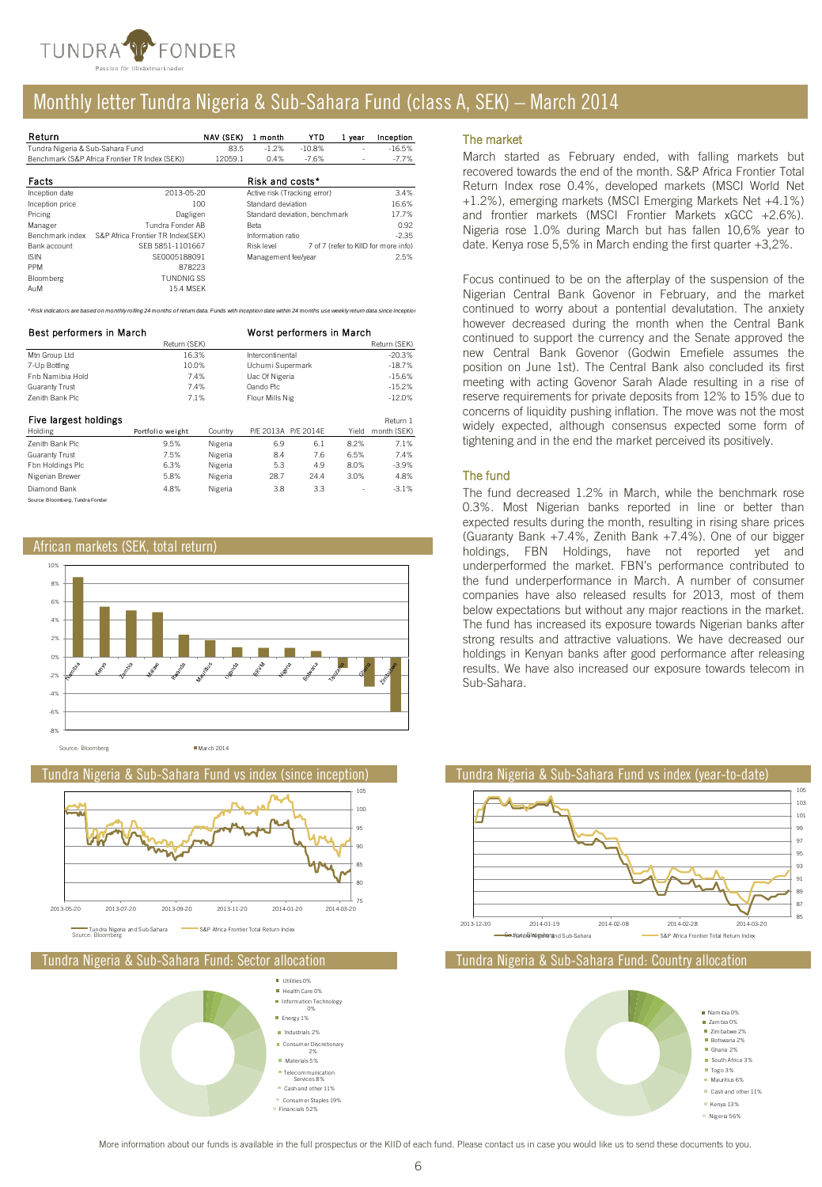# Monthly letter Tundra Nigeria & Sub-Sahara Fund (class A, SEK) – March 2014

| Return | NAV (SEK) | 1 month | YTD | 1 year | Inception |
|---|---|---|---|---|---|
| Tundra Nigeria & Sub-Sahara Fund | 83.5 | -1.2% | -10.8% | - | -16.5% |
| Benchmark (S&P Africa Frontier TR Index (SEK)) | 12059.1 | 0.4% | -7.6% | - | -7.7% |

| Facts | |
|---|---|
| Inception date | 2013-05-20 |
| Inception price | 100 |
| Pricing | Dagligen |
| Manager | Tundra Fonder AB |
| Benchmark index | S&P Africa Frontier TR Index(SEK) |
| Bank account | SEB 5851-1101667 |
| ISIN | SE0005188091 |
| PPM | 878223 |
| Bloomberg | TUNDNIG SS |
| AuM | 15.4 MSEK |

| Risk and costs* | |
|---|---|
| Active risk (Tracking error) | 3.4% |
| Standard deviation | 16.6% |
| Standard deviation, benchmark | 17.7% |
| Beta | 0.92 |
| Information ratio | -2.35 |
| Risk level | 7 of 7 (refer to KIID for more info) |
| Management fee/year | 2.5% |

*Risk indicators are based on monthly rolling 24 months of return data. Funds with inception date within 24 months use weekly return data since inception

| Best performers in March | Return (SEK) |
|---|---|
| Mtn Group Ltd | 16.3% |
| 7-Up Botling | 10.0% |
| Fnb Namibia Hold | 7.4% |
| Guaranty Trust | 7.4% |
| Zenith Bank Plc | 7.1% |

| Worst performers in March | Return (SEK) |
|---|---|
| Intercontinental | -20.3% |
| Uchumi Supermark | -18.7% |
| Uac Of Nigeria | -15.6% |
| Oando Plc | -15.2% |
| Flour Mills Nig | -12.0% |

### Five largest holdings

| Holding | Portfolio weight | Country | P/E 2013A | P/E 2014E | Yield | Return 1 month (SEK) |
|---|---|---|---|---|---|---|
| Zenith Bank Plc | 9.5% | Nigeria | 6.9 | 6.1 | 8.2% | 7.1% |
| Guaranty Trust | 7.5% | Nigeria | 8.4 | 7.6 | 6.5% | 7.4% |
| Fbn Holdings Plc | 6.3% | Nigeria | 5.3 | 4.9 | 8.0% | -3.9% |
| Nigerian Brewer | 5.8% | Nigeria | 28.7 | 24.4 | 3.0% | 4.8% |
| Diamond Bank | 4.8% | Nigeria | 3.8 | 3.3 | - | -3.1% |

Source: Bloomberg, Tundra Fonder

## The market

March started as February ended, with falling markets but recovered towards the end of the month. S&P Africa Frontier Total Return Index rose 0.4%, developed markets (MSCI World Net +1.2%), emerging markets (MSCI Emerging Markets Net +4.1%) and frontier markets (MSCI Frontier Markets xGCC +2.6%). Nigeria rose 1.0% during March but has fallen 10,6% year to date. Kenya rose 5,5% in March ending the first quarter +3,2%.

Focus continued to be on the afterplay of the suspension of the Nigerian Central Bank Govenor in February, and the market continued to worry about a pontential devalutation. The anxiety however decreased during the month when the Central Bank continued to support the currency and the Senate approved the new Central Bank Govenor (Godwin Emefiele assumes the position on June 1st). The Central Bank also concluded its first meeting with acting Govenor Sarah Alade resulting in a rise of reserve requirements for private deposits from 12% to 15% due to concerns of liquidity pushing inflation. The move was not the most widely expected, although consensus expected some form of tightening and in the end the market perceived its positively.

## The fund

The fund decreased 1.2% in March, while the benchmark rose 0.3%. Most Nigerian banks reported in line or better than expected results during the month, resulting in rising share prices (Guaranty Bank +7.4%, Zenith Bank +7.4%). One of our bigger holdings, FBN Holdings, have not reported yet and underperformed the market. FBN's performance contributed to the fund underperformance in March. A number of consumer companies have also released results for 2013, most of them below expectations but without any major reactions in the market. The fund has increased its exposure towards Nigerian banks after strong results and attractive valuations. We have decreased our holdings in Kenyan banks after good performance after releasing results. We have also increased our exposure towards telecom in Sub-Sahara.

## African markets (SEK, total return)

Source: Bloomberg — March 2014

## Tundra Nigeria & Sub-Sahara Fund vs index (since inception)

Tundra Nigeria and Sub-Sahara — S&P Africa Frontier Total Return Index

Source: Bloomberg

## Tundra Nigeria & Sub-Sahara Fund vs index (year-to-date)

Tundra Nigeria and Sub-Sahara — S&P Africa Frontier Total Return Index

Source: Bloomberg

## Tundra Nigeria & Sub-Sahara Fund: Sector allocation

- Utilities 0%
- Health Care 0%
- Information Technology 0%
- Energy 1%
- Industrials 2%
- Consumer Discretionary 2%
- Materials 5%
- Telecommunication Services 8%
- Cash and other 11%
- Consumer Staples 19%
- Financials 52%

## Tundra Nigeria & Sub-Sahara Fund: Country allocation

- Namibia 0%
- Zambia 0%
- Zimbabwe 2%
- Botswana 2%
- Ghana 2%
- South Africa 3%
- Togo 3%
- Mauritius 6%
- Cash and other 11%
- Kenya 13%
- Nigeria 56%

More information about our funds is available in the full prospectus or the KIID of each fund. Please contact us in case you would like us to send these documents to you.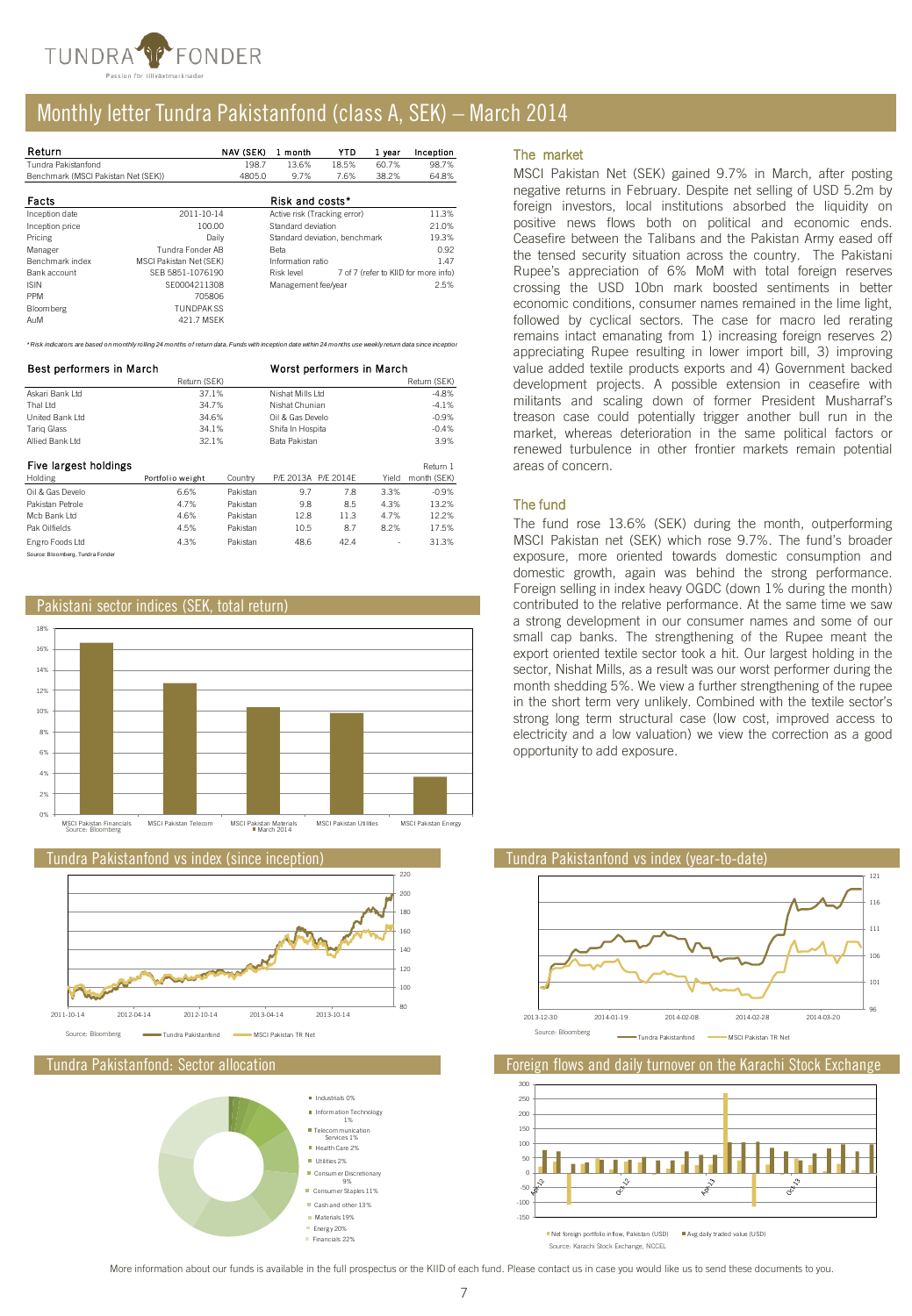# Monthly letter Tundra Pakistanfond (class A, SEK) – March 2014

| Return | NAV (SEK) | 1 month | YTD | 1 year | Inception |
|---|---|---|---|---|---|
| Tundra Pakistanfond | 198.7 | 13.6% | 18.5% | 60.7% | 98.7% |
| Benchmark (MSCI Pakistan Net (SEK)) | 4805.0 | 9.7% | 7.6% | 38.2% | 64.8% |

| Facts | |
|---|---|
| Inception date | 2011-10-14 |
| Inception price | 100.00 |
| Pricing | Daily |
| Manager | Tundra Fonder AB |
| Benchmark index | MSCI Pakistan Net (SEK) |
| Bank account | SEB 5851-1076190 |
| ISIN | SE0004211308 |
| PPM | 705806 |
| Bloomberg | TUNDPAK SS |
| AuM | 421.7 MSEK |

| Risk and costs* | |
|---|---|
| Active risk (Tracking error) | 11.3% |
| Standard deviation | 21.0% |
| Standard deviation, benchmark | 19.3% |
| Beta | 0.92 |
| Information ratio | 1.47 |
| Risk level | 7 of 7 (refer to KIID for more info) |
| Management fee/year | 2.5% |

*Risk indicators are based on monthly rolling 24 months of return data. Funds with inception date within 24 months use weekly return data since inception

| Best performers in March | Return (SEK) |
|---|---|
| Askari Bank Ltd | 37.1% |
| Thal Ltd | 34.7% |
| United Bank Ltd | 34.6% |
| Tariq Glass | 34.1% |
| Allied Bank Ltd | 32.1% |

| Worst performers in March | Return (SEK) |
|---|---|
| Nishat Mills Ltd | -4.8% |
| Nishat Chunian | -4.1% |
| Oil & Gas Develo | -0.9% |
| Shifa In Hospita | -0.4% |
| Bata Pakistan | 3.9% |

Five largest holdings

| Holding | Portfolio weight | Country | P/E 2013A | P/E 2014E | Yield | Return 1 month (SEK) |
|---|---|---|---|---|---|---|
| Oil & Gas Develo | 6.6% | Pakistan | 9.7 | 7.8 | 3.3% | -0.9% |
| Pakistan Petrole | 4.7% | Pakistan | 9.8 | 8.5 | 4.3% | 13.2% |
| Mcb Bank Ltd | 4.6% | Pakistan | 12.8 | 11.3 | 4.7% | 12.2% |
| Pak Oilfields | 4.5% | Pakistan | 10.5 | 8.7 | 8.2% | 17.5% |
| Engro Foods Ltd | 4.3% | Pakistan | 48.6 | 42.4 | - | 31.3% |

Source: Bloomberg, Tundra Fonder

## The market

MSCI Pakistan Net (SEK) gained 9.7% in March, after posting negative returns in February. Despite net selling of USD 5.2m by foreign investors, local institutions absorbed the liquidity on positive news flows both on political and economic ends. Ceasefire between the Talibans and the Pakistan Army eased off the tensed security situation across the country. The Pakistani Rupee's appreciation of 6% MoM with total foreign reserves crossing the USD 10bn mark boosted sentiments in better economic conditions, consumer names remained in the lime light, followed by cyclical sectors. The case for macro led rerating remains intact emanating from 1) increasing foreign reserves 2) appreciating Rupee resulting in lower import bill, 3) improving value added textile products exports and 4) Government backed development projects. A possible extension in ceasefire with militants and scaling down of former President Musharraf's treason case could potentially trigger another bull run in the market, whereas deterioration in the same political factors or renewed turbulence in other frontier markets remain potential areas of concern.

## The fund

The fund rose 13.6% (SEK) during the month, outperforming MSCI Pakistan net (SEK) which rose 9.7%. The fund's broader exposure, more oriented towards domestic consumption and domestic growth, again was behind the strong performance. Foreign selling in index heavy OGDC (down 1% during the month) contributed to the relative performance. At the same time we saw a strong development in our consumer names and some of our small cap banks. The strengthening of the Rupee meant the export oriented textile sector took a hit. Our largest holding in the sector, Nishat Mills, as a result was our worst performer during the month shedding 5%. We view a further strengthening of the rupee in the short term very unlikely. Combined with the textile sector's strong long term structural case (low cost, improved access to electricity and a low valuation) we view the correction as a good opportunity to add exposure.

## Pakistani sector indices (SEK, total return)

Source: Bloomberg

## Tundra Pakistanfond vs index (since inception)

Source: Bloomberg

## Tundra Pakistanfond vs index (year-to-date)

Source: Bloomberg

## Tundra Pakistanfond: Sector allocation

- Industrials 0%
- Information Technology 1%
- Telecommunication Services 1%
- Health Care 2%
- Utilities 2%
- Consumer Discretionary 9%
- Consumer Staples 11%
- Cash and other 13%
- Materials 19%
- Energy 20%
- Financials 22%

## Foreign flows and daily turnover on the Karachi Stock Exchange

Source: Karachi Stock Exchange, NCCPL

More information about our funds is available in the full prospectus or the KIID of each fund. Please contact us in case you would like us to send these documents to you.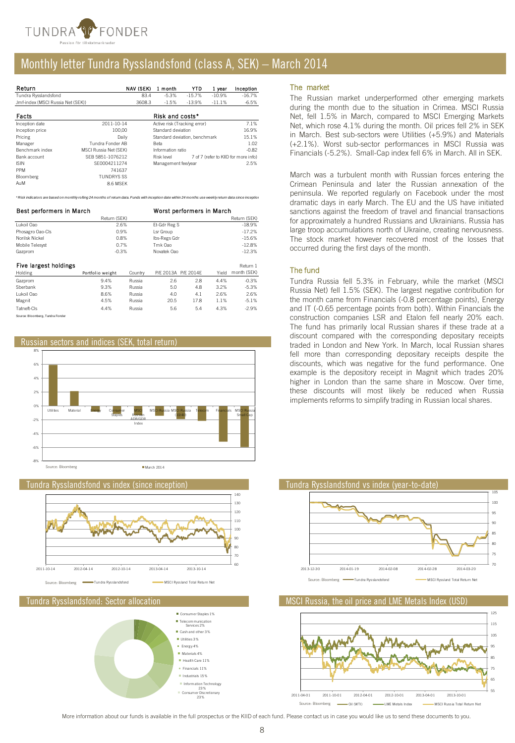# Monthly letter Tundra Rysslandsfond (class A, SEK) – March 2014

| Return | NAV (SEK) | 1 month | YTD | 1 year | Inception |
|---|---|---|---|---|---|
| Tundra Rysslandsfond | 83.4 | -5.3% | -15.7% | -10.9% | -16.7% |
| Jmf-index (MSCI Russia Net (SEK)) | 3608.3 | -1.5% | -13.9% | -11.1% | -6.5% |

| Facts | |
|---|---|
| Inception date | 2011-10-14 |
| Inception price | 100,00 |
| Pricing | Daily |
| Manager | Tundra Fonder AB |
| Benchmark index | MSCI Russia Net (SEK) |
| Bank account | SEB 5851-1076212 |
| ISIN | SE0004211274 |
| PPM | 741637 |
| Bloomberg | TUNDRYS SS |
| AuM | 8.6 MSEK |

| Risk and costs* | |
|---|---|
| Active risk (Tracking error) | 7.1% |
| Standard deviation | 16.9% |
| Standard deviation, benchmark | 15.1% |
| Beta | 1.02 |
| Information ratio | -0.82 |
| Risk level | 7 of 7 (refer to KIID for more info) |
| Management fee/year | 2.5% |

*Risk indicators are based on monthly rolling 24 months of return data. Funds with inception date within 24 months use weekly return data since inception

| Best performers in March | Return (SEK) |
|---|---|
| Lukoil Oao | 2.6% |
| Phosagro Oao-Cls | 0.9% |
| Norilsk Nickel | 0.8% |
| Mobile Telesyst | 0.7% |
| Gazprom | -0.3% |

| Worst performers in March | Return (SEK) |
|---|---|
| Et-Gdr Reg S | -18.9% |
| Lsr Group | -17.2% |
| Ibs-Regs Gdr | -15.6% |
| Tmk Oao | -12.8% |
| Novatek Oao | -12.3% |

**Five largest holdings**

| Holding | Portfolio weight | Country | P/E 2013A | P/E 2014E | Yield | Return 1 month (SEK) |
|---|---|---|---|---|---|---|
| Gazprom | 9.4% | Russia | 2.6 | 2.8 | 4.4% | -0.3% |
| Sberbank | 9.3% | Russia | 5.0 | 4.8 | 3.2% | -5.3% |
| Lukoil Oao | 8.6% | Russia | 4.0 | 4.1 | 2.6% | 2.6% |
| Magnit | 4.5% | Russia | 20.5 | 17.8 | 1.1% | -5.1% |
| Tatneft-Cls | 4.4% | Russia | 5.6 | 5.4 | 4.3% | -2.9% |

Source: Bloomberg, Tundra Fonder

## The market

The Russian market underperformed other emerging markets during the month due to the situation in Crimea. MSCI Russia Net, fell 1.5% in March, compared to MSCI Emerging Markets Net, which rose 4.1% during the month. Oil prices fell 2% in SEK in March. Best sub-sectors were Utilities (+5.9%) and Materials (+2.1%). Worst sub-sector performances in MSCI Russia was Financials (-5.2%). Small-Cap index fell 6% in March. All in SEK.

March was a turbulent month with Russian forces entering the Crimean Peninsula and later the Russian annexation of the peninsula. We reported regularly on Facebook under the most dramatic days in early March. The EU and the US have initiated sanctions against the freedom of travel and financial transactions for approximately a hundred Russians and Ukrainians. Russia has large troop accumulations north of Ukraine, creating nervousness. The stock market however recovered most of the losses that occurred during the first days of the month.

## The fund

Tundra Russia fell 5.3% in February, while the market (MSCI Russia Net) fell 1.5% (SEK). The largest negative contribution for the month came from Financials (-0.8 percentage points), Energy and IT (-0.65 percentage points from both). Within Financials the construction companies LSR and Etalon fell nearly 20% each. The fund has primarily local Russian shares if these trade at a discount compared with the corresponding depositary receipts traded in London and New York. In March, local Russian shares fell more than corresponding depositary receipts despite the discounts, which was negative for the fund performance. One example is the depository receipt in Magnit which trades 20% higher in London than the same share in Moscow. Over time, these discounts will most likely be reduced when Russia implements reforms to simplify trading in Russian local shares.

## Russian sectors and indices (SEK, total return)

Source: Bloomberg — March 2014

## Tundra Rysslandsfond vs index (since inception)

Source: Bloomberg — Tundra Rysslandsfond — MSCI Ryssland Total Return Net

## Tundra Rysslandsfond vs index (year-to-date)

Source: Bloomberg — Tundra Rysslandsfond — MSCI Ryssland Total Return Net

## Tundra Rysslandsfond: Sector allocation

- Consumer Staples 1%
- Telecommunication Services 2%
- Cash and other 3%
- Utilities 3%
- Energy 4%
- Materials 4%
- Health Care 11%
- Financials 11%
- Industrials 15%
- Information Technology 23%
- Consumer Discretionary 23%

## MSCI Russia, the oil price and LME Metals Index (USD)

Source: Bloomberg — Oil (WTI) — LME Metals Index — MSCI Russia Total Return Net

More information about our funds is available in the full prospectus or the KIID of each fund. Please contact us in case you would like us to send these documents to you.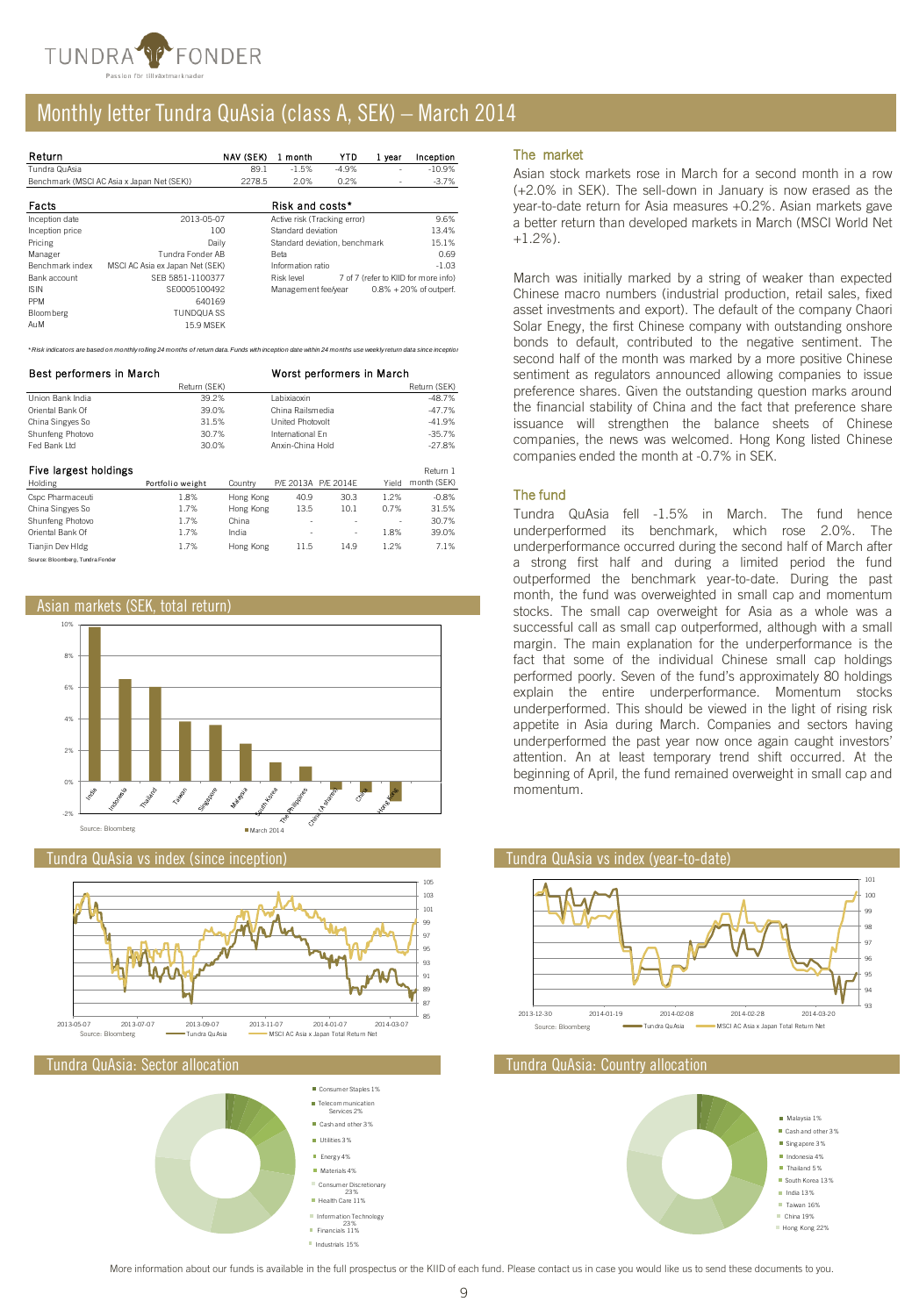# Monthly letter Tundra QuAsia (class A, SEK) – March 2014

| Return | NAV (SEK) | 1 month | YTD | 1 year | Inception |
|---|---|---|---|---|---|
| Tundra QuAsia | 89.1 | -1.5% | -4.9% | - | -10.9% |
| Benchmark (MSCI AC Asia x Japan Net (SEK)) | 2278.5 | 2.0% | 0.2% | - | -3.7% |

| Facts | | Risk and costs* | |
|---|---|---|---|
| Inception date | 2013-05-07 | Active risk (Tracking error) | 9.6% |
| Inception price | 100 | Standard deviation | 13.4% |
| Pricing | Daily | Standard deviation, benchmark | 15.1% |
| Manager | Tundra Fonder AB | Beta | 0.69 |
| Benchmark index | MSCI AC Asia ex Japan Net (SEK) | Information ratio | -1.03 |
| Bank account | SEB 5851-1100377 | Risk level | 7 of 7 (refer to KIID for more info) |
| ISIN | SE0005100492 | Management fee/year | 0.8% + 20% of outperf. |
| PPM | 640169 | | |
| Bloomberg | TUNDQUA SS | | |
| AuM | 15.9 MSEK | | |

*Risk indicators are based on monthly rolling 24 months of return data. Funds with inception date within 24 months use weekly return data since inception*

| Best performers in March | Return (SEK) | Worst performers in March | Return (SEK) |
|---|---|---|---|
| Union Bank India | 39.2% | Labixiaoxin | -48.7% |
| Oriental Bank Of | 39.0% | China Railsmedia | -47.7% |
| China Singyes So | 31.5% | United Photovolt | -41.9% |
| Shunfeng Photovo | 30.7% | International En | -35.7% |
| Fed Bank Ltd | 30.0% | Anxin-China Hold | -27.8% |

**Five largest holdings**

| Holding | Portfolio weight | Country | P/E 2013A | P/E 2014E | Yield | Return 1 month (SEK) |
|---|---|---|---|---|---|---|
| Cspc Pharmaceuti | 1.8% | Hong Kong | 40.9 | 30.3 | 1.2% | -0.8% |
| China Singyes So | 1.7% | Hong Kong | 13.5 | 10.1 | 0.7% | 31.5% |
| Shunfeng Photovo | 1.7% | China | - | - | - | 30.7% |
| Oriental Bank Of | 1.7% | India | - | - | 1.8% | 39.0% |
| Tianjin Dev Hldg | 1.7% | Hong Kong | 11.5 | 14.9 | 1.2% | 7.1% |

Source: Bloomberg, Tundra Fonder

## Asian markets (SEK, total return)

Source: Bloomberg — March 2014

## Tundra QuAsia vs index (since inception)

Source: Bloomberg — Tundra QuAsia — MSCI AC Asia x Japan Total Return Net

## Tundra QuAsia: Sector allocation

- Consumer Staples 1%
- Telecommunication Services 2%
- Cash and other 3%
- Utilities 3%
- Energy 4%
- Materials 4%
- Consumer Discretionary 23%
- Health Care 11%
- Information Technology 23%
- Financials 11%
- Industrials 15%

## The market

Asian stock markets rose in March for a second month in a row (+2.0% in SEK). The sell-down in January is now erased as the year-to-date return for Asia measures +0.2%. Asian markets gave a better return than developed markets in March (MSCI World Net +1.2%).

March was initially marked by a string of weaker than expected Chinese macro numbers (industrial production, retail sales, fixed asset investments and export). The default of the company Chaori Solar Enegy, the first Chinese company with outstanding onshore bonds to default, contributed to the negative sentiment. The second half of the month was marked by a more positive Chinese sentiment as regulators announced allowing companies to issue preference shares. Given the outstanding question marks around the financial stability of China and the fact that preference share issuance will strengthen the balance sheets of Chinese companies, the news was welcomed. Hong Kong listed Chinese companies ended the month at -0.7% in SEK.

## The fund

Tundra QuAsia fell -1.5% in March. The fund hence underperformed its benchmark, which rose 2.0%. The underperformance occurred during the second half of March after a strong first half and during a limited period the fund outperformed the benchmark year-to-date. During the past month, the fund was overweighted in small cap and momentum stocks. The small cap overweight for Asia as a whole was a successful call as small cap outperformed, although with a small margin. The main explanation for the underperformance is the fact that some of the individual Chinese small cap holdings performed poorly. Seven of the fund's approximately 80 holdings explain the entire underperformance. Momentum stocks underperformed. This should be viewed in the light of rising risk appetite in Asia during March. Companies and sectors having underperformed the past year now once again caught investors' attention. An at least temporary trend shift occurred. At the beginning of April, the fund remained overweight in small cap and momentum.

## Tundra QuAsia vs index (year-to-date)

Source: Bloomberg — Tundra QuAsia — MSCI AC Asia x Japan Total Return Net

## Tundra QuAsia: Country allocation

- Malaysia 1%
- Cash and other 3%
- Singapore 3%
- Indonesia 4%
- Thailand 5%
- South Korea 13%
- India 13%
- Taiwan 16%
- China 19%
- Hong Kong 22%

More information about our funds is available in the full prospectus or the KIID of each fund. Please contact us in case you would like us to send these documents to you.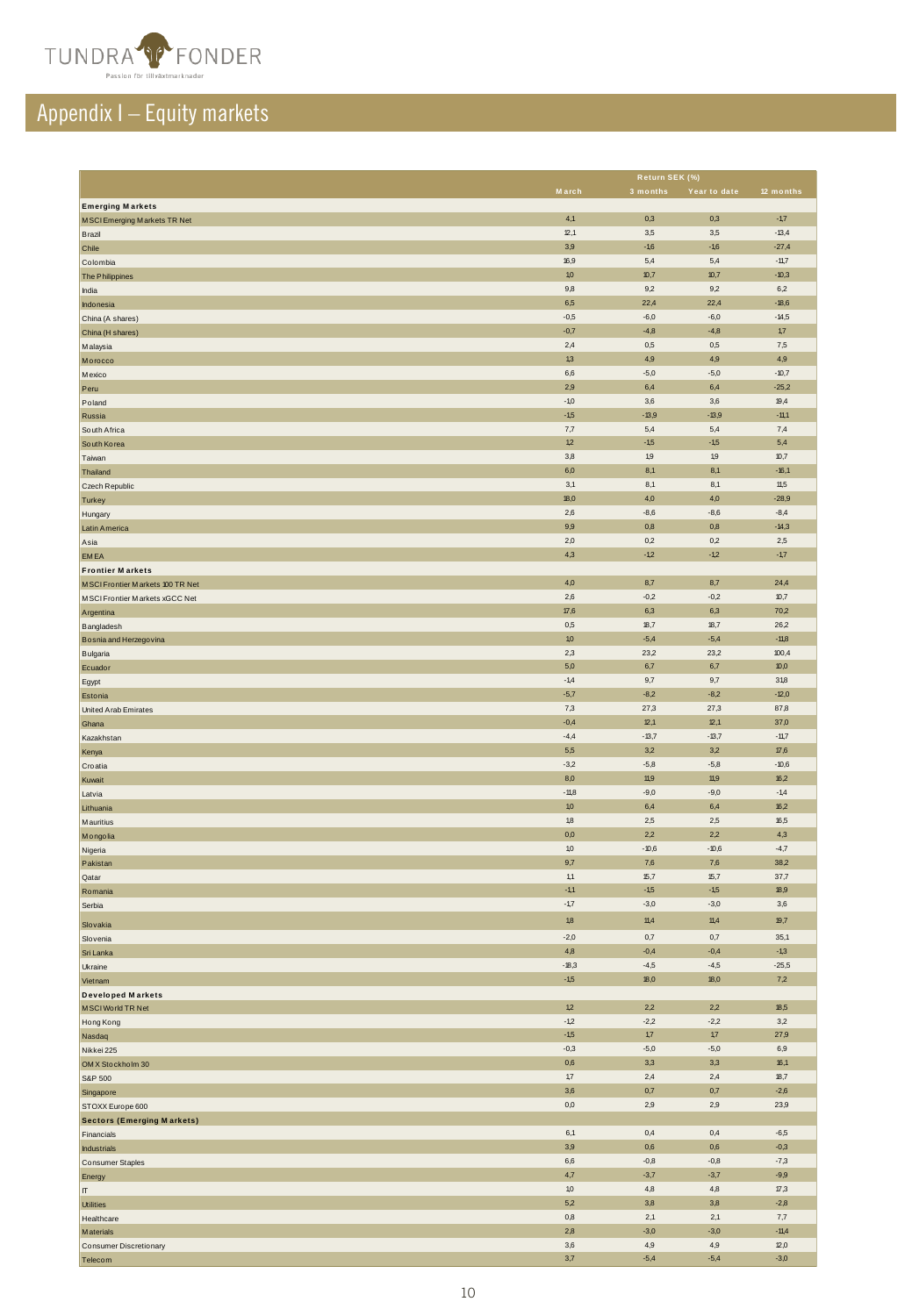# Appendix I – Equity markets

| | Return SEK (%) | | | |
|---|---|---|---|---|
| | March | 3 months | Year to date | 12 months |
| **Emerging Markets** | | | | |
| MSCI Emerging Markets TR Net | 4,1 | 0,3 | 0,3 | -1,7 |
| Brazil | 12,1 | 3,5 | 3,5 | -13,4 |
| Chile | 3,9 | -1,6 | -1,6 | -27,4 |
| Colombia | 16,9 | 5,4 | 5,4 | -11,7 |
| The Philippines | 1,0 | 10,7 | 10,7 | -10,3 |
| India | 9,8 | 9,2 | 9,2 | 6,2 |
| Indonesia | 6,5 | 22,4 | 22,4 | -18,6 |
| China (A shares) | -0,5 | -6,0 | -6,0 | -14,5 |
| China (H shares) | -0,7 | -4,8 | -4,8 | 1,7 |
| Malaysia | 2,4 | 0,5 | 0,5 | 7,5 |
| Morocco | 1,3 | 4,9 | 4,9 | 4,9 |
| Mexico | 6,6 | -5,0 | -5,0 | -10,7 |
| Peru | 2,9 | 6,4 | 6,4 | -25,2 |
| Poland | -1,0 | 3,6 | 3,6 | 19,4 |
| Russia | -1,5 | -13,9 | -13,9 | -11,1 |
| South Africa | 7,7 | 5,4 | 5,4 | 7,4 |
| South Korea | 1,2 | -1,5 | -1,5 | 5,4 |
| Taiwan | 3,8 | 1,9 | 1,9 | 10,7 |
| Thailand | 6,0 | 8,1 | 8,1 | -16,1 |
| Czech Republic | 3,1 | 8,1 | 8,1 | 11,5 |
| Turkey | 18,0 | 4,0 | 4,0 | -28,9 |
| Hungary | 2,6 | -8,6 | -8,6 | -8,4 |
| Latin America | 9,9 | 0,8 | 0,8 | -14,3 |
| Asia | 2,0 | 0,2 | 0,2 | 2,5 |
| EMEA | 4,3 | -1,2 | -1,2 | -1,7 |
| **Frontier Markets** | | | | |
| MSCI Frontier Markets 100 TR Net | 4,0 | 8,7 | 8,7 | 24,4 |
| MSCI Frontier Markets xGCC Net | 2,6 | -0,2 | -0,2 | 10,7 |
| Argentina | 17,6 | 6,3 | 6,3 | 70,2 |
| Bangladesh | 0,5 | 18,7 | 18,7 | 26,2 |
| Bosnia and Herzegovina | 1,0 | -5,4 | -5,4 | -11,8 |
| Bulgaria | 2,3 | 23,2 | 23,2 | 100,4 |
| Ecuador | 5,0 | 6,7 | 6,7 | 10,0 |
| Egypt | -1,4 | 9,7 | 9,7 | 31,8 |
| Estonia | -5,7 | -8,2 | -8,2 | -12,0 |
| United Arab Emirates | 7,3 | 27,3 | 27,3 | 87,8 |
| Ghana | -0,4 | 12,1 | 12,1 | 37,0 |
| Kazakhstan | -4,4 | -13,7 | -13,7 | -11,7 |
| Kenya | 5,5 | 3,2 | 3,2 | 17,6 |
| Croatia | -3,2 | -5,8 | -5,8 | -10,6 |
| Kuwait | 8,0 | 11,9 | 11,9 | 16,2 |
| Latvia | -11,8 | -9,0 | -9,0 | -1,4 |
| Lithuania | 1,0 | 6,4 | 6,4 | 16,2 |
| Mauritius | 1,8 | 2,5 | 2,5 | 16,5 |
| Mongolia | 0,0 | 2,2 | 2,2 | 4,3 |
| Nigeria | 1,0 | -10,6 | -10,6 | -4,7 |
| Pakistan | 9,7 | 7,6 | 7,6 | 38,2 |
| Qatar | 1,1 | 15,7 | 15,7 | 37,7 |
| Romania | -1,1 | -1,5 | -1,5 | 18,9 |
| Serbia | -1,7 | -3,0 | -3,0 | 3,6 |
| Slovakia | 1,8 | 11,4 | 11,4 | 19,7 |
| Slovenia | -2,0 | 0,7 | 0,7 | 35,1 |
| Sri Lanka | 4,8 | -0,4 | -0,4 | -1,3 |
| Ukraine | -18,3 | -4,5 | -4,5 | -25,5 |
| Vietnam | -1,5 | 18,0 | 18,0 | 7,2 |
| **Developed Markets** | | | | |
| MSCI World TR Net | 1,2 | 2,2 | 2,2 | 18,5 |
| Hong Kong | -1,2 | -2,2 | -2,2 | 3,2 |
| Nasdaq | -1,5 | 1,7 | 1,7 | 27,9 |
| Nikkei 225 | -0,3 | -5,0 | -5,0 | 6,9 |
| OMX Stockholm 30 | 0,6 | 3,3 | 3,3 | 16,1 |
| S&P 500 | 1,7 | 2,4 | 2,4 | 18,7 |
| Singapore | 3,6 | 0,7 | 0,7 | -2,6 |
| STOXX Europe 600 | 0,0 | 2,9 | 2,9 | 23,9 |
| **Sectors (Emerging Markets)** | | | | |
| Financials | 6,1 | 0,4 | 0,4 | -6,5 |
| Industrials | 3,9 | 0,6 | 0,6 | -0,3 |
| Consumer Staples | 6,6 | -0,8 | -0,8 | -7,3 |
| Energy | 4,7 | -3,7 | -3,7 | -9,9 |
| IT | 1,0 | 4,8 | 4,8 | 17,3 |
| Utilities | 5,2 | 3,8 | 3,8 | -2,8 |
| Healthcare | 0,8 | 2,1 | 2,1 | 7,7 |
| Materials | 2,8 | -3,0 | -3,0 | -11,4 |
| Consumer Discretionary | 3,6 | 4,9 | 4,9 | 12,0 |
| Telecom | 3,7 | -5,4 | -5,4 | -3,0 |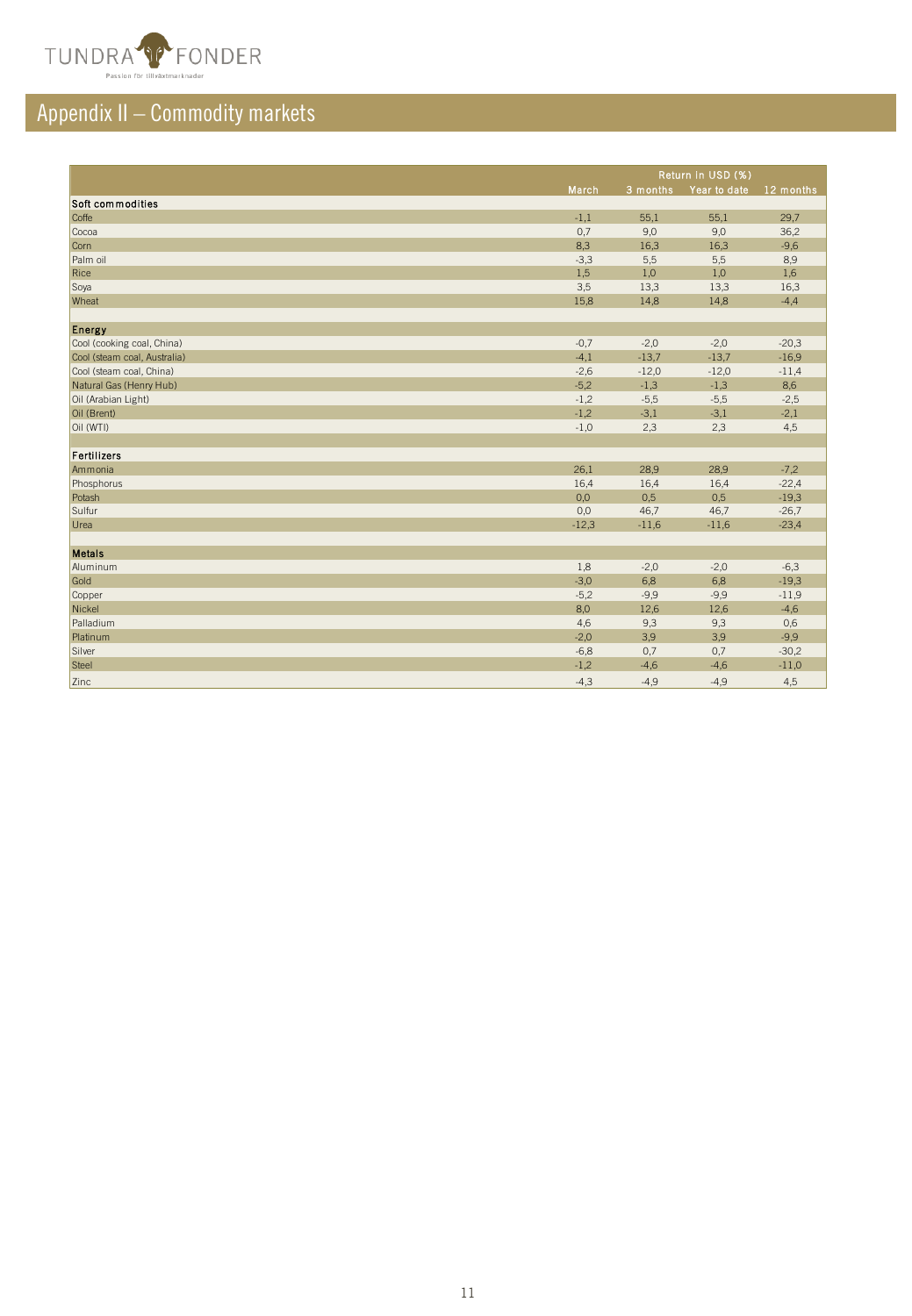## Appendix II – Commodity markets

| | Return in USD (%) | | | |
|---|---|---|---|---|
| | March | 3 months | Year to date | 12 months |
| **Soft commodities** | | | | |
| Coffe | -1,1 | 55,1 | 55,1 | 29,7 |
| Cocoa | 0,7 | 9,0 | 9,0 | 36,2 |
| Corn | 8,3 | 16,3 | 16,3 | -9,6 |
| Palm oil | -3,3 | 5,5 | 5,5 | 8,9 |
| Rice | 1,5 | 1,0 | 1,0 | 1,6 |
| Soya | 3,5 | 13,3 | 13,3 | 16,3 |
| Wheat | 15,8 | 14,8 | 14,8 | -4,4 |
| | | | | |
| **Energy** | | | | |
| Cool (cooking coal, China) | -0,7 | -2,0 | -2,0 | -20,3 |
| Cool (steam coal, Australia) | -4,1 | -13,7 | -13,7 | -16,9 |
| Cool (steam coal, China) | -2,6 | -12,0 | -12,0 | -11,4 |
| Natural Gas (Henry Hub) | -5,2 | -1,3 | -1,3 | 8,6 |
| Oil (Arabian Light) | -1,2 | -5,5 | -5,5 | -2,5 |
| Oil (Brent) | -1,2 | -3,1 | -3,1 | -2,1 |
| Oil (WTI) | -1,0 | 2,3 | 2,3 | 4,5 |
| | | | | |
| **Fertilizers** | | | | |
| Ammonia | 26,1 | 28,9 | 28,9 | -7,2 |
| Phosphorus | 16,4 | 16,4 | 16,4 | -22,4 |
| Potash | 0,0 | 0,5 | 0,5 | -19,3 |
| Sulfur | 0,0 | 46,7 | 46,7 | -26,7 |
| Urea | -12,3 | -11,6 | -11,6 | -23,4 |
| | | | | |
| **Metals** | | | | |
| Aluminum | 1,8 | -2,0 | -2,0 | -6,3 |
| Gold | -3,0 | 6,8 | 6,8 | -19,3 |
| Copper | -5,2 | -9,9 | -9,9 | -11,9 |
| Nickel | 8,0 | 12,6 | 12,6 | -4,6 |
| Palladium | 4,6 | 9,3 | 9,3 | 0,6 |
| Platinum | -2,0 | 3,9 | 3,9 | -9,9 |
| Silver | -6,8 | 0,7 | 0,7 | -30,2 |
| Steel | -1,2 | -4,6 | -4,6 | -11,0 |
| Zinc | -4,3 | -4,9 | -4,9 | 4,5 |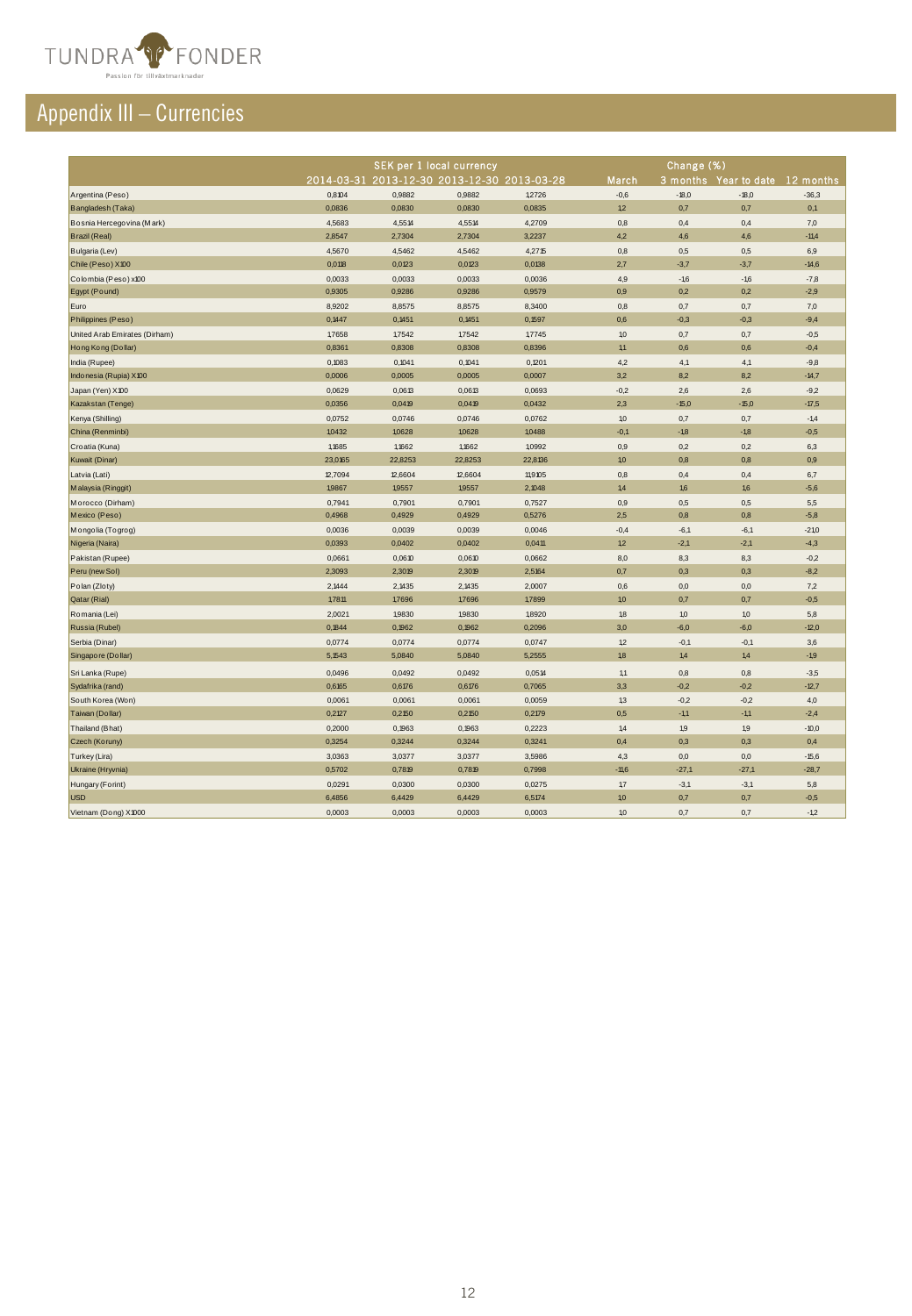# Appendix III – Currencies

| | SEK per 1 local currency | | | | Change (%) | | | |
|---|---|---|---|---|---|---|---|---|
| | 2014-03-31 | 2013-12-30 | 2013-12-30 | 2013-03-28 | March | 3 months | Year to date | 12 months |
| Argentina (Peso) | 0,8104 | 0,9882 | 0,9882 | 1,2726 | -0,6 | -18,0 | -18,0 | -36,3 |
| Bangladesh (Taka) | 0,0836 | 0,0830 | 0,0830 | 0,0835 | 1,2 | 0,7 | 0,7 | 0,1 |
| Bosnia Hercegovina (Mark) | 4,5683 | 4,5514 | 4,5514 | 4,2709 | 0,8 | 0,4 | 0,4 | 7,0 |
| Brazil (Real) | 2,8547 | 2,7304 | 2,7304 | 3,2237 | 4,2 | 4,6 | 4,6 | -11,4 |
| Bulgaria (Lev) | 4,5670 | 4,5462 | 4,5462 | 4,2715 | 0,8 | 0,5 | 0,5 | 6,9 |
| Chile (Peso) X100 | 0,0118 | 0,0123 | 0,0123 | 0,0138 | 2,7 | -3,7 | -3,7 | -14,6 |
| Colombia (Peso) x100 | 0,0033 | 0,0033 | 0,0033 | 0,0036 | 4,9 | -1,6 | -1,6 | -7,8 |
| Egypt (Pound) | 0,9305 | 0,9286 | 0,9286 | 0,9579 | 0,9 | 0,2 | 0,2 | -2,9 |
| Euro | 8,9202 | 8,8575 | 8,8575 | 8,3400 | 0,8 | 0,7 | 0,7 | 7,0 |
| Philippines (Peso) | 0,1447 | 0,1451 | 0,1451 | 0,1597 | 0,6 | -0,3 | -0,3 | -9,4 |
| United Arab Emirates (Dirham) | 1,7658 | 1,7542 | 1,7542 | 1,7745 | 1,0 | 0,7 | 0,7 | -0,5 |
| Hong Kong (Dollar) | 0,8361 | 0,8308 | 0,8308 | 0,8396 | 1,1 | 0,6 | 0,6 | -0,4 |
| India (Rupee) | 0,1083 | 0,1041 | 0,1041 | 0,1201 | 4,2 | 4,1 | 4,1 | -9,8 |
| Indonesia (Rupia) X100 | 0,0006 | 0,0005 | 0,0005 | 0,0007 | 3,2 | 8,2 | 8,2 | -14,7 |
| Japan (Yen) X100 | 0,0629 | 0,0613 | 0,0613 | 0,0693 | -0,2 | 2,6 | 2,6 | -9,2 |
| Kazakstan (Tenge) | 0,0356 | 0,0419 | 0,0419 | 0,0432 | 2,3 | -15,0 | -15,0 | -17,5 |
| Kenya (Shilling) | 0,0752 | 0,0746 | 0,0746 | 0,0762 | 1,0 | 0,7 | 0,7 | -1,4 |
| China (Renminbi) | 1,0432 | 1,0628 | 1,0628 | 1,0488 | -0,1 | -1,8 | -1,8 | -0,5 |
| Croatia (Kuna) | 1,1685 | 1,1662 | 1,1662 | 1,0992 | 0,9 | 0,2 | 0,2 | 6,3 |
| Kuwait (Dinar) | 23,0165 | 22,8253 | 22,8253 | 22,8136 | 1,0 | 0,8 | 0,8 | 0,9 |
| Latvia (Lati) | 12,7094 | 12,6604 | 12,6604 | 11,9105 | 0,8 | 0,4 | 0,4 | 6,7 |
| Malaysia (Ringgit) | 1,9867 | 1,9557 | 1,9557 | 2,1048 | 1,4 | 1,6 | 1,6 | -5,6 |
| Morocco (Dirham) | 0,7941 | 0,7901 | 0,7901 | 0,7527 | 0,9 | 0,5 | 0,5 | 5,5 |
| Mexico (Peso) | 0,4968 | 0,4929 | 0,4929 | 0,5276 | 2,5 | 0,8 | 0,8 | -5,8 |
| Mongolia (Togrog) | 0,0036 | 0,0039 | 0,0039 | 0,0046 | -0,4 | -6,1 | -6,1 | -21,0 |
| Nigeria (Naira) | 0,0393 | 0,0402 | 0,0402 | 0,0411 | 1,2 | -2,1 | -2,1 | -4,3 |
| Pakistan (Rupee) | 0,0661 | 0,0610 | 0,0610 | 0,0662 | 8,0 | 8,3 | 8,3 | -0,2 |
| Peru (new Sol) | 2,3093 | 2,3019 | 2,3019 | 2,5164 | 0,7 | 0,3 | 0,3 | -8,2 |
| Polan (Zloty) | 2,1444 | 2,1435 | 2,1435 | 2,0007 | 0,6 | 0,0 | 0,0 | 7,2 |
| Qatar (Rial) | 1,7811 | 1,7696 | 1,7696 | 1,7899 | 1,0 | 0,7 | 0,7 | -0,5 |
| Romania (Lei) | 2,0021 | 1,9830 | 1,9830 | 1,8920 | 1,8 | 1,0 | 1,0 | 5,8 |
| Russia (Rubel) | 0,1844 | 0,1962 | 0,1962 | 0,2096 | 3,0 | -6,0 | -6,0 | -12,0 |
| Serbia (Dinar) | 0,0774 | 0,0774 | 0,0774 | 0,0747 | 1,2 | -0,1 | -0,1 | 3,6 |
| Singapore (Dollar) | 5,1543 | 5,0840 | 5,0840 | 5,2555 | 1,8 | 1,4 | 1,4 | -1,9 |
| Sri Lanka (Rupe) | 0,0496 | 0,0492 | 0,0492 | 0,0514 | 1,1 | 0,8 | 0,8 | -3,5 |
| Sydafrika (rand) | 0,6165 | 0,6176 | 0,6176 | 0,7065 | 3,3 | -0,2 | -0,2 | -12,7 |
| South Korea (Won) | 0,0061 | 0,0061 | 0,0061 | 0,0059 | 1,3 | -0,2 | -0,2 | 4,0 |
| Taiwan (Dollar) | 0,2127 | 0,2150 | 0,2150 | 0,2179 | 0,5 | -1,1 | -1,1 | -2,4 |
| Thailand (Bhat) | 0,2000 | 0,1963 | 0,1963 | 0,2223 | 1,4 | 1,9 | 1,9 | -10,0 |
| Czech (Koruny) | 0,3254 | 0,3244 | 0,3244 | 0,3241 | 0,4 | 0,3 | 0,3 | 0,4 |
| Turkey (Lira) | 3,0363 | 3,0377 | 3,0377 | 3,5986 | 4,3 | 0,0 | 0,0 | -15,6 |
| Ukraine (Hryvnia) | 0,5702 | 0,7819 | 0,7819 | 0,7998 | -11,6 | -27,1 | -27,1 | -28,7 |
| Hungary (Forint) | 0,0291 | 0,0300 | 0,0300 | 0,0275 | 1,7 | -3,1 | -3,1 | 5,8 |
| USD | 6,4856 | 6,4429 | 6,4429 | 6,5174 | 1,0 | 0,7 | 0,7 | -0,5 |
| Vietnam (Dong) X1000 | 0,0003 | 0,0003 | 0,0003 | 0,0003 | 1,0 | 0,7 | 0,7 | -1,2 |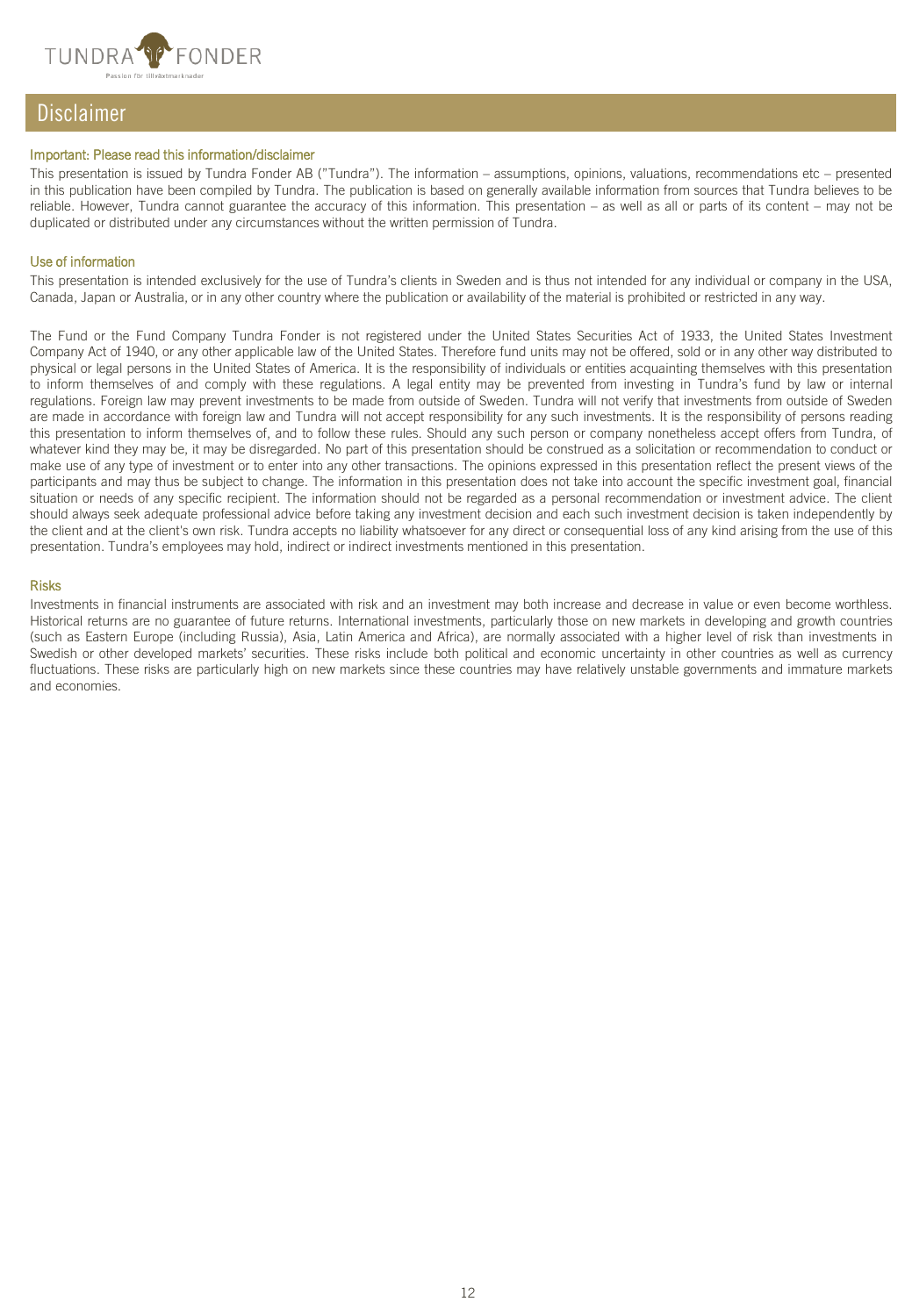# Disclaimer

## Important: Please read this information/disclaimer

This presentation is issued by Tundra Fonder AB ("Tundra"). The information – assumptions, opinions, valuations, recommendations etc – presented in this publication have been compiled by Tundra. The publication is based on generally available information from sources that Tundra believes to be reliable. However, Tundra cannot guarantee the accuracy of this information. This presentation – as well as all or parts of its content – may not be duplicated or distributed under any circumstances without the written permission of Tundra.

## Use of information

This presentation is intended exclusively for the use of Tundra's clients in Sweden and is thus not intended for any individual or company in the USA, Canada, Japan or Australia, or in any other country where the publication or availability of the material is prohibited or restricted in any way.

The Fund or the Fund Company Tundra Fonder is not registered under the United States Securities Act of 1933, the United States Investment Company Act of 1940, or any other applicable law of the United States. Therefore fund units may not be offered, sold or in any other way distributed to physical or legal persons in the United States of America. It is the responsibility of individuals or entities acquainting themselves with this presentation to inform themselves of and comply with these regulations. A legal entity may be prevented from investing in Tundra's fund by law or internal regulations. Foreign law may prevent investments to be made from outside of Sweden. Tundra will not verify that investments from outside of Sweden are made in accordance with foreign law and Tundra will not accept responsibility for any such investments. It is the responsibility of persons reading this presentation to inform themselves of, and to follow these rules. Should any such person or company nonetheless accept offers from Tundra, of whatever kind they may be, it may be disregarded. No part of this presentation should be construed as a solicitation or recommendation to conduct or make use of any type of investment or to enter into any other transactions. The opinions expressed in this presentation reflect the present views of the participants and may thus be subject to change. The information in this presentation does not take into account the specific investment goal, financial situation or needs of any specific recipient. The information should not be regarded as a personal recommendation or investment advice. The client should always seek adequate professional advice before taking any investment decision and each such investment decision is taken independently by the client and at the client's own risk. Tundra accepts no liability whatsoever for any direct or consequential loss of any kind arising from the use of this presentation. Tundra's employees may hold, indirect or indirect investments mentioned in this presentation.

## Risks

Investments in financial instruments are associated with risk and an investment may both increase and decrease in value or even become worthless. Historical returns are no guarantee of future returns. International investments, particularly those on new markets in developing and growth countries (such as Eastern Europe (including Russia), Asia, Latin America and Africa), are normally associated with a higher level of risk than investments in Swedish or other developed markets' securities. These risks include both political and economic uncertainty in other countries as well as currency fluctuations. These risks are particularly high on new markets since these countries may have relatively unstable governments and immature markets and economies.